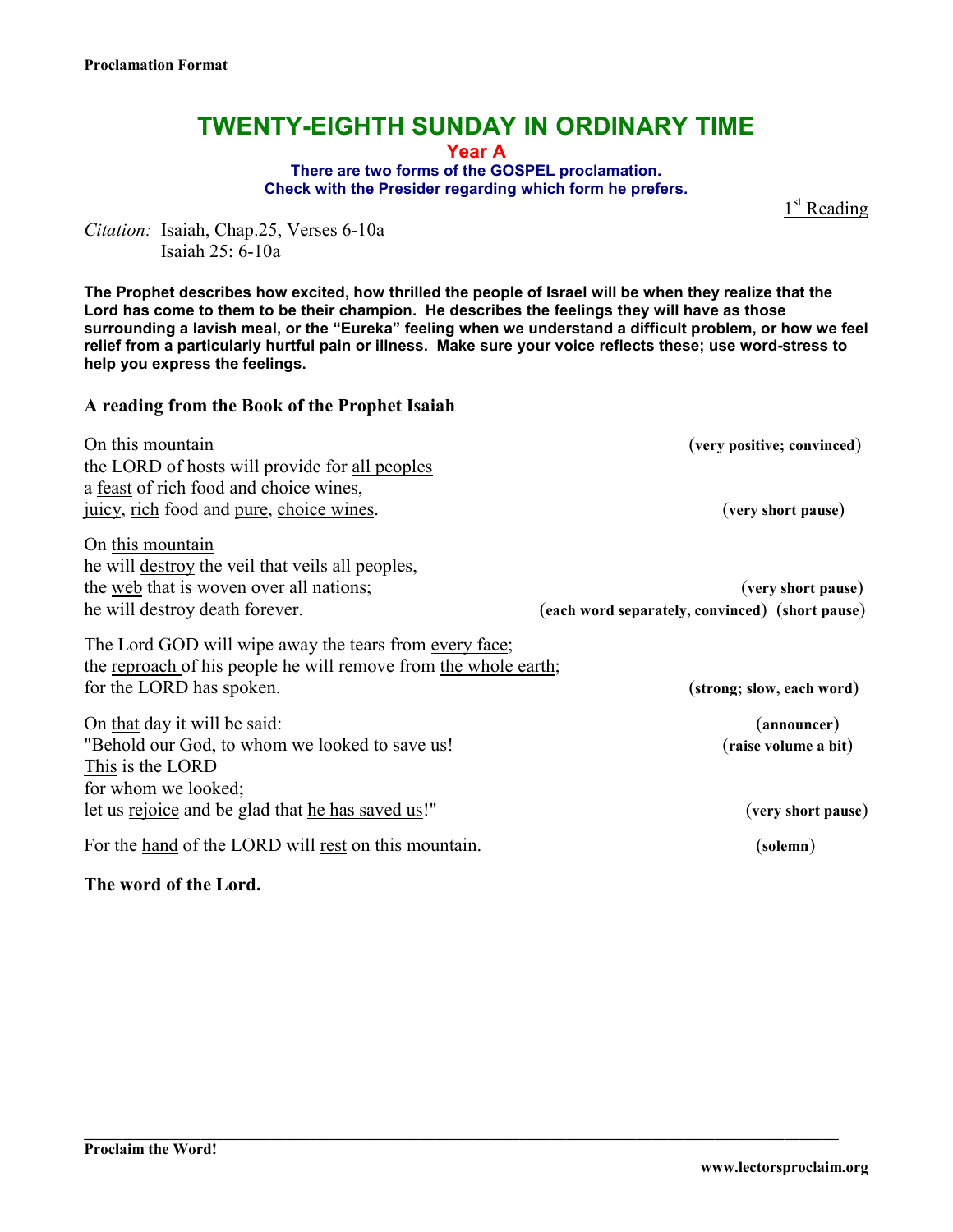**Proclamation Format**

# TWENTY-EIGHTH SUNDAY IN ORDINARY TIME

## Year A

**There are two forms of the GOSPEL proclamation.**
**Check with the Presider regarding which form he prefers.**

1st Reading

*Citation:* Isaiah, Chap.25, Verses 6-10a
Isaiah 25: 6-10a

**The Prophet describes how excited, how thrilled the people of Israel will be when they realize that the Lord has come to them to be their champion. He describes the feelings they will have as those surrounding a lavish meal, or the "Eureka" feeling when we understand a difficult problem, or how we feel relief from a particularly hurtful pain or illness. Make sure your voice reflects these; use word-stress to help you express the feelings.**

**A reading from the Book of the Prophet Isaiah**

On <u>this</u> mountain **(very positive; convinced)**
the LORD of hosts will provide for <u>all peoples</u>
a <u>feast</u> of rich food and choice wines,
<u>juicy</u>, <u>rich</u> food and <u>pure</u>, <u>choice wines</u>. **(very short pause)**

On <u>this mountain</u>
he will <u>destroy</u> the veil that veils all peoples,
the <u>web</u> that is woven over all nations; **(very short pause)**
<u>he</u> <u>will</u> <u>destroy</u> <u>death</u> <u>forever</u>. **(each word separately, convinced) (short pause)**

The Lord GOD will wipe away the tears from <u>every face</u>;
the <u>reproach</u> of his people he will remove from <u>the whole earth</u>;
for the LORD has spoken. **(strong; slow, each word)**

On <u>that</u> day it will be said: **(announcer)**
"Behold our God, to whom we looked to save us! **(raise volume a bit)**
<u>This</u> is the LORD
for whom we looked;
let us <u>rejoice</u> and be glad that <u>he has saved us</u>!" **(very short pause)**

For the <u>hand</u> of the LORD will <u>rest</u> on this mountain. **(solemn)**

**The word of the Lord.**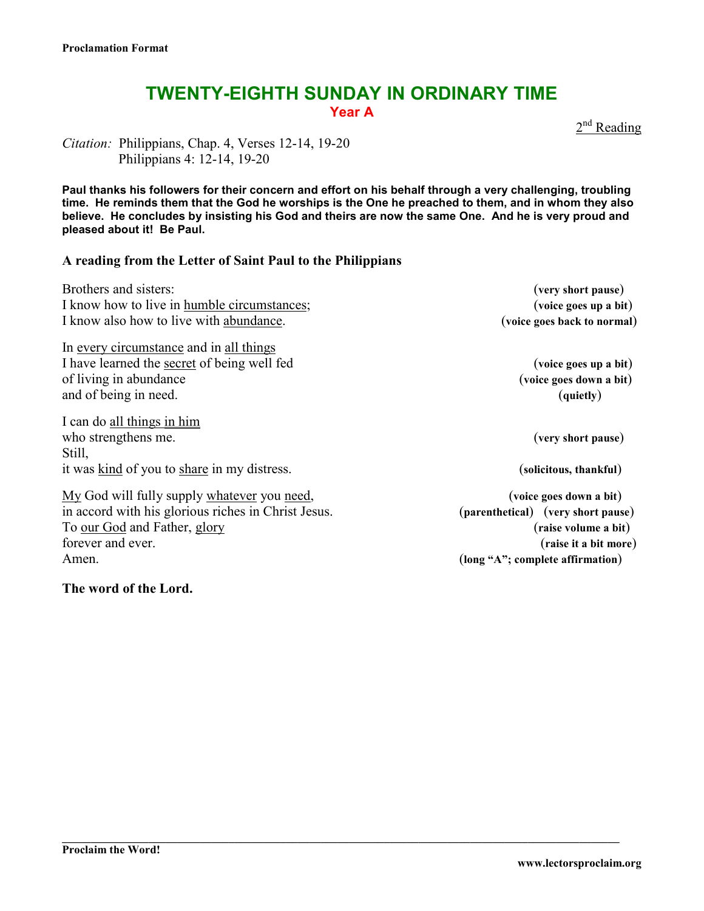**Proclamation Format**

# TWENTY-EIGHTH SUNDAY IN ORDINARY TIME

**Year A**

2nd Reading

*Citation:* Philippians, Chap. 4, Verses 12-14, 19-20
Philippians 4: 12-14, 19-20

**Paul thanks his followers for their concern and effort on his behalf through a very challenging, troubling time. He reminds them that the God he worships is the One he preached to them, and in whom they also believe. He concludes by insisting his God and theirs are now the same One. And he is very proud and pleased about it! Be Paul.**

**A reading from the Letter of Saint Paul to the Philippians**

| | |
|---|---|
| Brothers and sisters: | **(very short pause)** |
| I know how to live in <u>humble circumstances</u>; | **(voice goes up a bit)** |
| I know also how to live with <u>abundance</u>. | **(voice goes back to normal)** |
| | |
| In <u>every circumstance</u> and in <u>all things</u> | |
| I have learned the <u>secret</u> of being well fed | **(voice goes up a bit)** |
| of living in abundance | **(voice goes down a bit)** |
| and of being in need. | **(quietly)** |
| | |
| I can do <u>all things</u> <u>in him</u> | |
| who strengthens me. | **(very short pause)** |
| Still, | |
| it was <u>kind</u> of you to <u>share</u> in my distress. | **(solicitous, thankful)** |
| | |
| <u>My</u> God will fully supply <u>whatever</u> you <u>need</u>, | **(voice goes down a bit)** |
| in accord with his glorious riches in Christ Jesus. | **(parenthetical) (very short pause)** |
| To <u>our God</u> and Father, <u>glory</u> | **(raise volume a bit)** |
| forever and ever. | **(raise it a bit more)** |
| Amen. | **(long "A"; complete affirmation)** |

**The word of the Lord.**

**Proclaim the Word!**

**www.lectorsproclaim.org**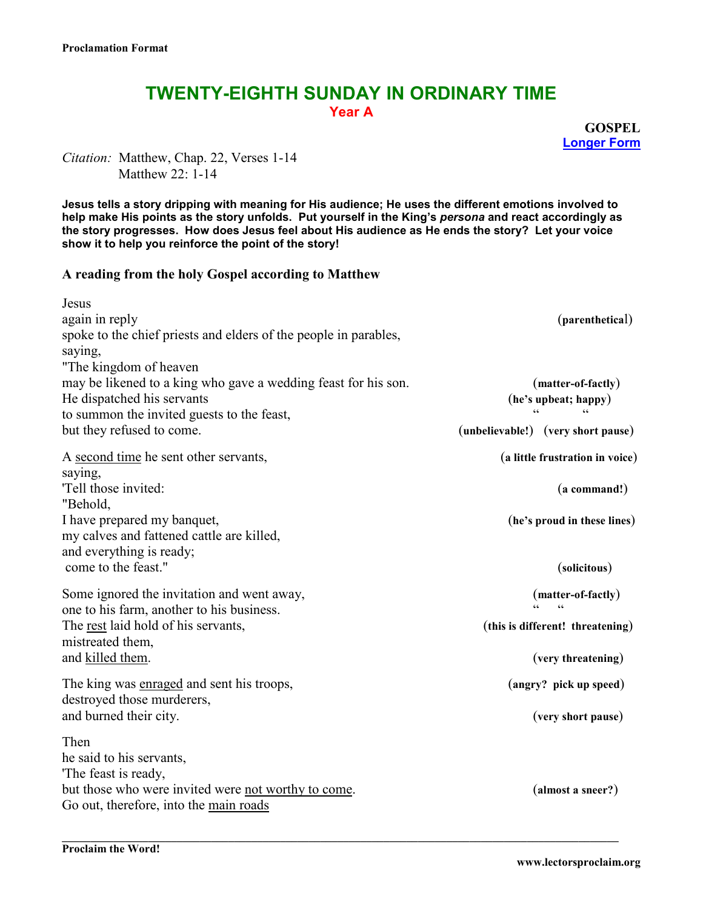**Proclamation Format**

# TWENTY-EIGHTH SUNDAY IN ORDINARY TIME

## Year A

**GOSPEL**
**Longer Form**

*Citation:* Matthew, Chap. 22, Verses 1-14
Matthew 22: 1-14

**Jesus tells a story dripping with meaning for His audience; He uses the different emotions involved to help make His points as the story unfolds. Put yourself in the King's *persona* and react accordingly as the story progresses. How does Jesus feel about His audience as He ends the story? Let your voice show it to help you reinforce the point of the story!**

**A reading from the holy Gospel according to Matthew**

Jesus
again in reply **(parenthetical)**
spoke to the chief priests and elders of the people in parables,
saying,
"The kingdom of heaven
may be likened to a king who gave a wedding feast for his son. **(matter-of-factly)**
He dispatched his servants **(he's upbeat; happy)**
to summon the invited guests to the feast, **" "**
but they refused to come. **(unbelievable!) (very short pause)**

A <u>second time</u> he sent other servants, **(a little frustration in voice)**
saying,
'Tell those invited: **(a command!)**
"Behold,
I have prepared my banquet, **(he's proud in these lines)**
my calves and fattened cattle are killed,
and everything is ready;
come to the feast." **(solicitous)**

Some ignored the invitation and went away, **(matter-of-factly)**
one to his farm, another to his business. **" "**
The <u>rest</u> laid hold of his servants, **(this is different! threatening)**
mistreated them,
and <u>killed them</u>. **(very threatening)**

The king was <u>enraged</u> and sent his troops, **(angry? pick up speed)**
destroyed those murderers,
and burned their city. **(very short pause)**

Then
he said to his servants,
'The feast is ready,
but those who were invited were <u>not worthy to come</u>. **(almost a sneer?)**
Go out, therefore, into the <u>main roads</u>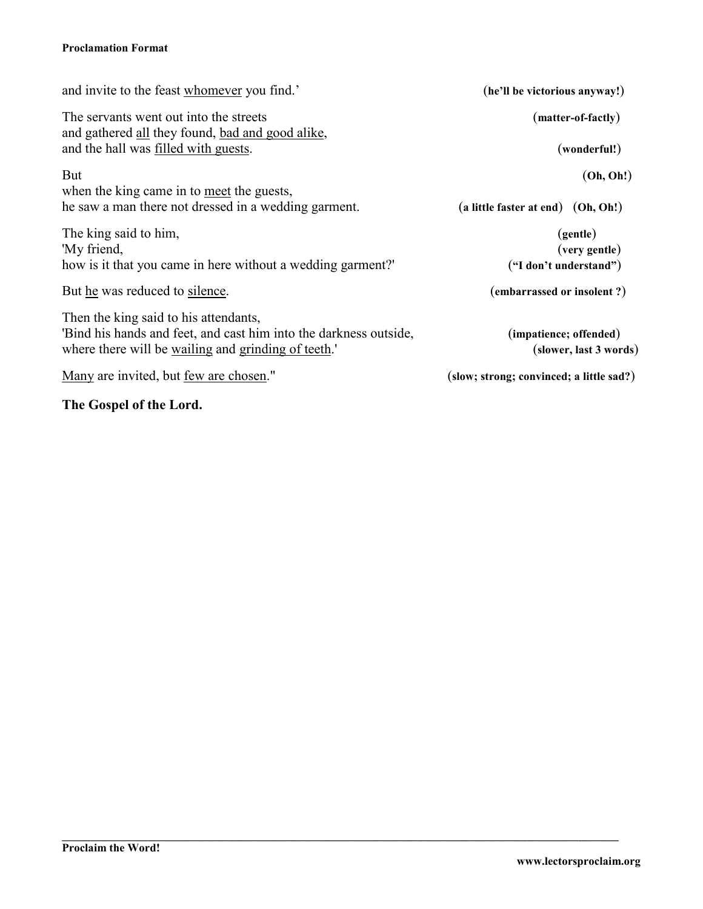and invite to the feast <u>whomever</u> you find.' (**he'll be victorious anyway!**)

The servants went out into the streets (**matter-of-factly**)
and gathered <u>all</u> they found, <u>bad and good alike</u>,
and the hall was <u>filled with guests</u>. (**wonderful!**)

But (**Oh, Oh!**)
when the king came in to <u>meet</u> the guests,
he saw a man there not dressed in a wedding garment. (**a little faster at end**) (**Oh, Oh!**)

The king said to him, (**gentle**)
'My friend, (**very gentle**)
how is it that you came in here without a wedding garment?' (**"I don't understand"**)

But <u>he</u> was reduced to <u>silence</u>. (**embarrassed or insolent ?**)

Then the king said to his attendants,
'Bind his hands and feet, and cast him into the darkness outside, (**impatience; offended**)
where there will be <u>wailing</u> and <u>grinding of teeth</u>.' (**slower, last 3 words**)

<u>Many</u> are invited, but <u>few are chosen</u>." (**slow; strong; convinced; a little sad?**)

**The Gospel of the Lord.**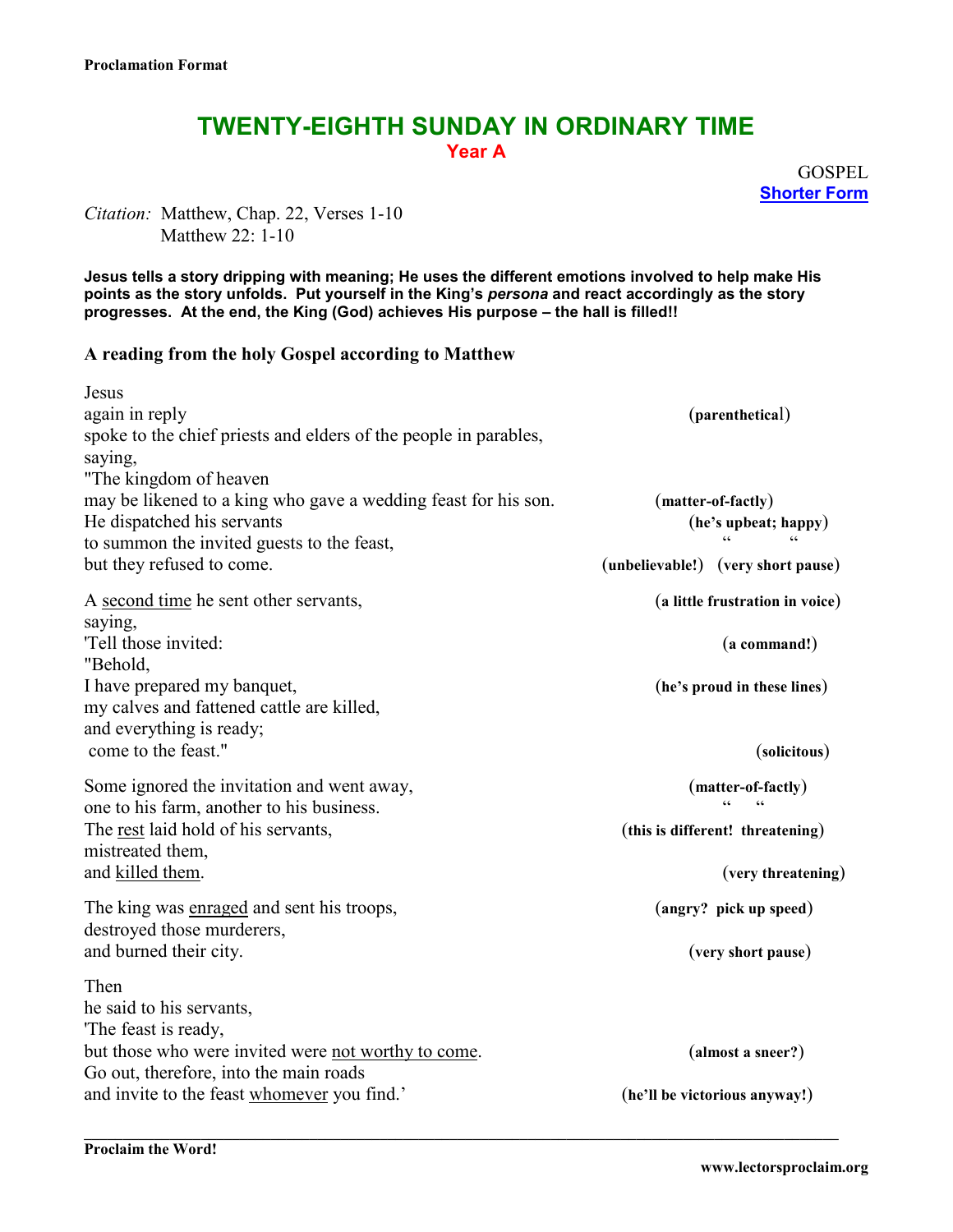**Proclamation Format**

# TWENTY-EIGHTH SUNDAY IN ORDINARY TIME

**Year A**

GOSPEL
**Shorter Form**

*Citation:* Matthew, Chap. 22, Verses 1-10
Matthew 22: 1-10

**Jesus tells a story dripping with meaning; He uses the different emotions involved to help make His points as the story unfolds. Put yourself in the King's *persona* and react accordingly as the story progresses. At the end, the King (God) achieves His purpose – the hall is filled!!**

### A reading from the holy Gospel according to Matthew

Jesus
again in reply **(parenthetical)**
spoke to the chief priests and elders of the people in parables,
saying,
"The kingdom of heaven
may be likened to a king who gave a wedding feast for his son. **(matter-of-factly)**
He dispatched his servants **(he's upbeat; happy)**
to summon the invited guests to the feast, **" "**
but they refused to come. **(unbelievable!) (very short pause)**

A <u>second time</u> he sent other servants, **(a little frustration in voice)**
saying,
'Tell those invited: **(a command!)**
"Behold,
I have prepared my banquet, **(he's proud in these lines)**
my calves and fattened cattle are killed,
and everything is ready;
come to the feast." **(solicitous)**

Some ignored the invitation and went away, **(matter-of-factly)**
one to his farm, another to his business. **" "**
The <u>rest</u> laid hold of his servants, **(this is different! threatening)**
mistreated them,
and <u>killed them</u>. **(very threatening)**

The king was <u>enraged</u> and sent his troops, **(angry? pick up speed)**
destroyed those murderers,
and burned their city. **(very short pause)**

Then
he said to his servants,
'The feast is ready,
but those who were invited were <u>not worthy to come</u>. **(almost a sneer?)**
Go out, therefore, into the main roads
and invite to the feast <u>whomever</u> you find.' **(he'll be victorious anyway!)**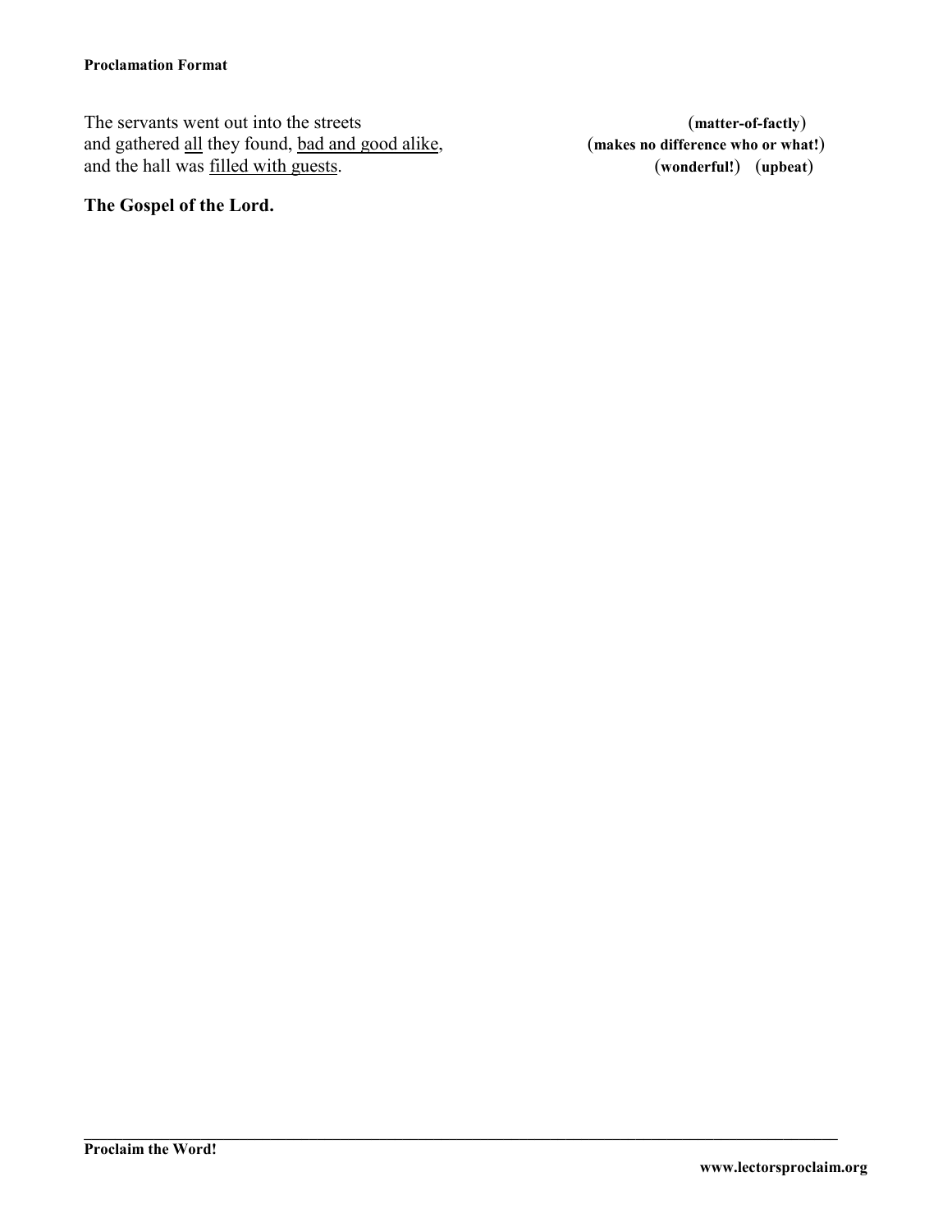**Proclamation Format**

The servants went out into the streets (**matter-of-factly**)
and gathered <u>all</u> they found, <u>bad and good alike</u>, (**makes no difference who or what!**)
and the hall was <u>filled with guests</u>. (**wonderful!**) (**upbeat**)

**The Gospel of the Lord.**